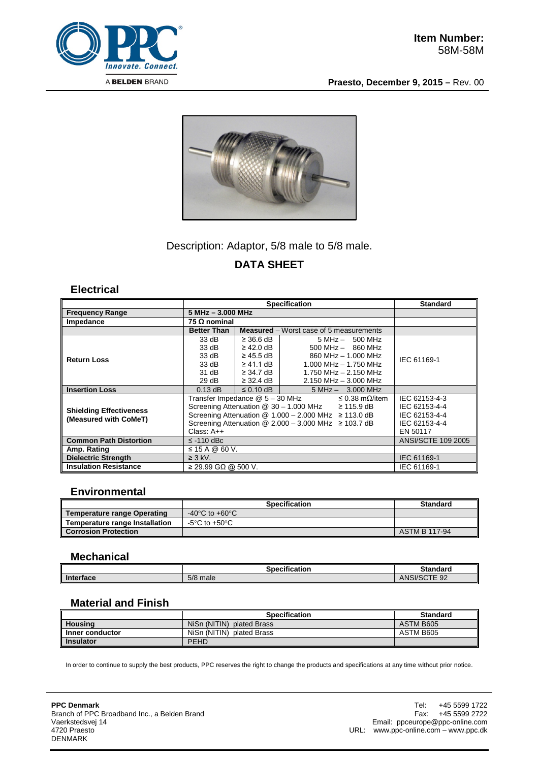**Item Number:**
58M-58M

**Praesto, December 9, 2015 –** Rev. 00

Description: Adaptor, 5/8 male to 5/8 male.

# DATA SHEET

## Electrical

| | Specification | | | Standard |
|---|---|---|---|---|
| **Frequency Range** | **5 MHz – 3.000 MHz** | | | |
| **Impedance** | **75 Ω nominal** | | | |
| | **Better Than** | **Measured** – Worst case of 5 measurements | | |
| **Return Loss** | 33 dB | ≥ 36.6 dB | 5 MHz – 500 MHz | IEC 61169-1 |
| | 33 dB | ≥ 42.0 dB | 500 MHz – 860 MHz | |
| | 33 dB | ≥ 45.5 dB | 860 MHz – 1.000 MHz | |
| | 33 dB | ≥ 41.1 dB | 1.000 MHz – 1.750 MHz | |
| | 31 dB | ≥ 34.7 dB | 1.750 MHz – 2.150 MHz | |
| | 29 dB | ≥ 32.4 dB | 2.150 MHz – 3.000 MHz | |
| **Insertion Loss** | 0.13 dB | ≤ 0.10 dB | 5 MHz – 3.000 MHz | |
| **Shielding Effectiveness (Measured with CoMeT)** | Transfer Impedance @ 5 – 30 MHz ≤ 0.38 mΩ/item | | | IEC 62153-4-3 |
| | Screening Attenuation @ 30 – 1.000 MHz ≥ 115.9 dB | | | IEC 62153-4-4 |
| | Screening Attenuation @ 1.000 – 2.000 MHz ≥ 113.0 dB | | | IEC 62153-4-4 |
| | Screening Attenuation @ 2.000 – 3.000 MHz ≥ 103.7 dB | | | IEC 62153-4-4 |
| | Class: A++ | | | EN 50117 |
| **Common Path Distortion** | ≤ -110 dBc | | | ANSI/SCTE 109 2005 |
| **Amp. Rating** | ≤ 15 A @ 60 V. | | | |
| **Dielectric Strength** | ≥ 3 kV. | | | IEC 61169-1 |
| **Insulation Resistance** | ≥ 29.99 GΩ @ 500 V. | | | IEC 61169-1 |

## Environmental

| | Specification | Standard |
|---|---|---|
| **Temperature range Operating** | -40°C to +60°C | |
| **Temperature range Installation** | -5°C to +50°C | |
| **Corrosion Protection** | | ASTM B 117-94 |

## Mechanical

| | Specification | Standard |
|---|---|---|
| **Interface** | 5/8 male | ANSI/SCTE 92 |

## Material and Finish

| | Specification | Standard |
|---|---|---|
| **Housing** | NiSn (NITIN) plated Brass | ASTM B605 |
| **Inner conductor** | NiSn (NITIN) plated Brass | ASTM B605 |
| **Insulator** | PEHD | |

In order to continue to supply the best products, PPC reserves the right to change the products and specifications at any time without prior notice.

**PPC Denmark**
Branch of PPC Broadband Inc., a Belden Brand
Vaerkstedsvej 14
4720 Praesto
DENMARK

Tel: +45 5599 1722
Fax: +45 5599 2722
Email: ppceurope@ppc-online.com
URL: www.ppc-online.com – www.ppc.dk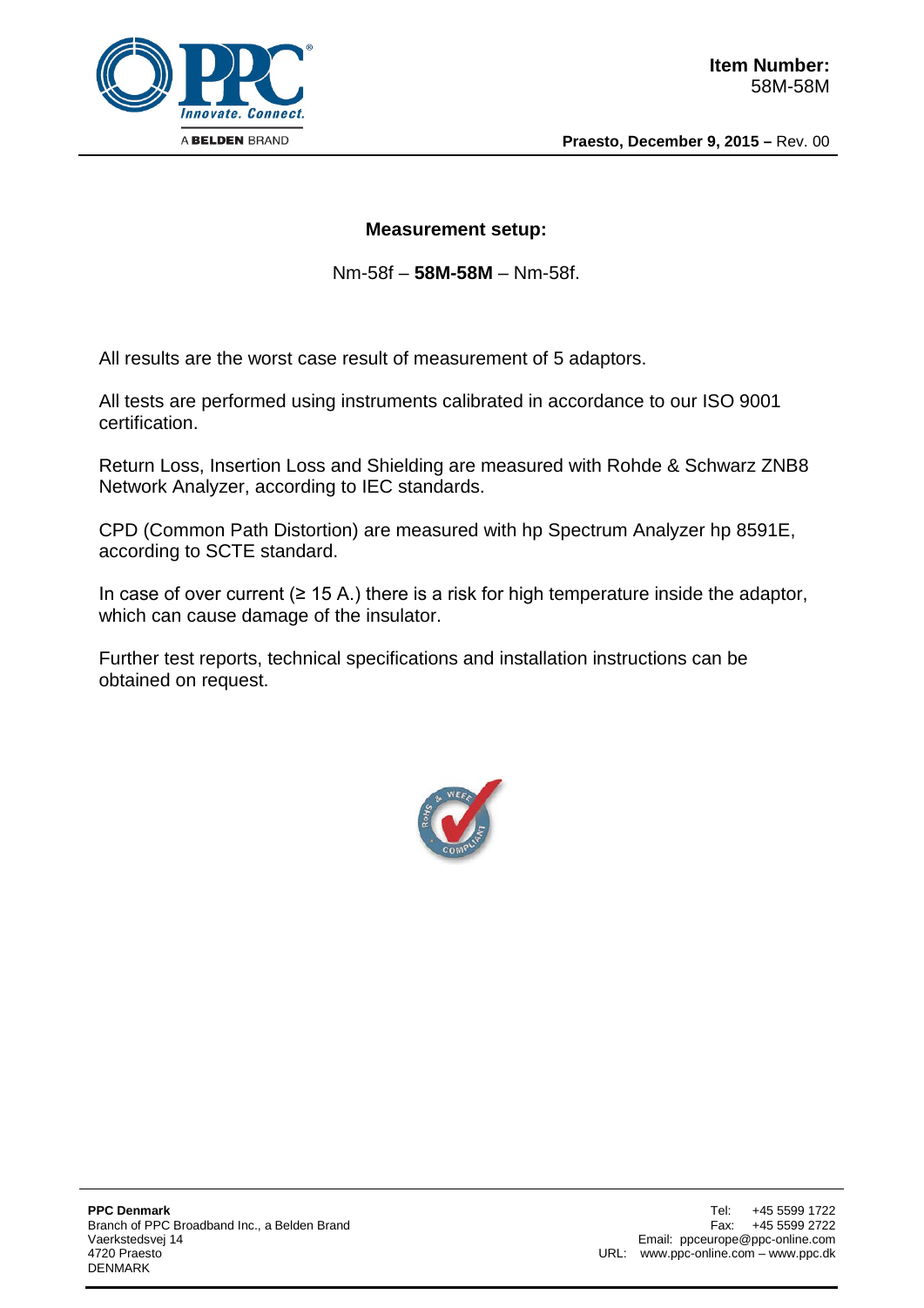**Item Number:**
58M-58M

**Praesto, December 9, 2015 –** Rev. 00

**Measurement setup:**

Nm-58f – **58M-58M** – Nm-58f.

All results are the worst case result of measurement of 5 adaptors.

All tests are performed using instruments calibrated in accordance to our ISO 9001 certification.

Return Loss, Insertion Loss and Shielding are measured with Rohde & Schwarz ZNB8 Network Analyzer, according to IEC standards.

CPD (Common Path Distortion) are measured with hp Spectrum Analyzer hp 8591E, according to SCTE standard.

In case of over current (≥ 15 A.) there is a risk for high temperature inside the adaptor, which can cause damage of the insulator.

Further test reports, technical specifications and installation instructions can be obtained on request.

**PPC Denmark**
Branch of PPC Broadband Inc., a Belden Brand
Vaerkstedsvej 14
4720 Praesto
DENMARK

Tel: +45 5599 1722
Fax: +45 5599 2722
Email: ppceurope@ppc-online.com
URL: www.ppc-online.com – www.ppc.dk